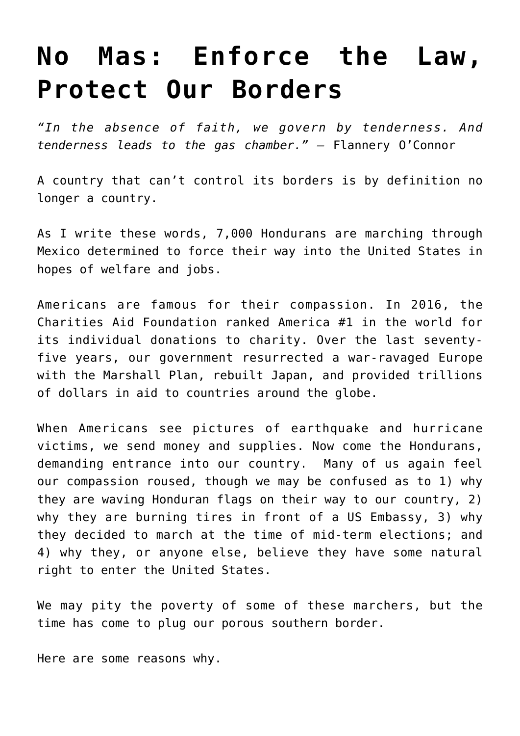# No Mas: Enforce the Law, Protect Our Borders

*"In the absence of faith, we govern by tenderness. And tenderness leads to the gas chamber."* – Flannery O'Connor

A country that can't control its borders is by definition no longer a country.

As I write these words, 7,000 Hondurans are marching through Mexico determined to force their way into the United States in hopes of welfare and jobs.

Americans are famous for their compassion. In 2016, the Charities Aid Foundation ranked America #1 in the world for its individual donations to charity. Over the last seventy-five years, our government resurrected a war-ravaged Europe with the Marshall Plan, rebuilt Japan, and provided trillions of dollars in aid to countries around the globe.

When Americans see pictures of earthquake and hurricane victims, we send money and supplies. Now come the Hondurans, demanding entrance into our country. Many of us again feel our compassion roused, though we may be confused as to 1) why they are waving Honduran flags on their way to our country, 2) why they are burning tires in front of a US Embassy, 3) why they decided to march at the time of mid-term elections; and 4) why they, or anyone else, believe they have some natural right to enter the United States.

We may pity the poverty of some of these marchers, but the time has come to plug our porous southern border.

Here are some reasons why.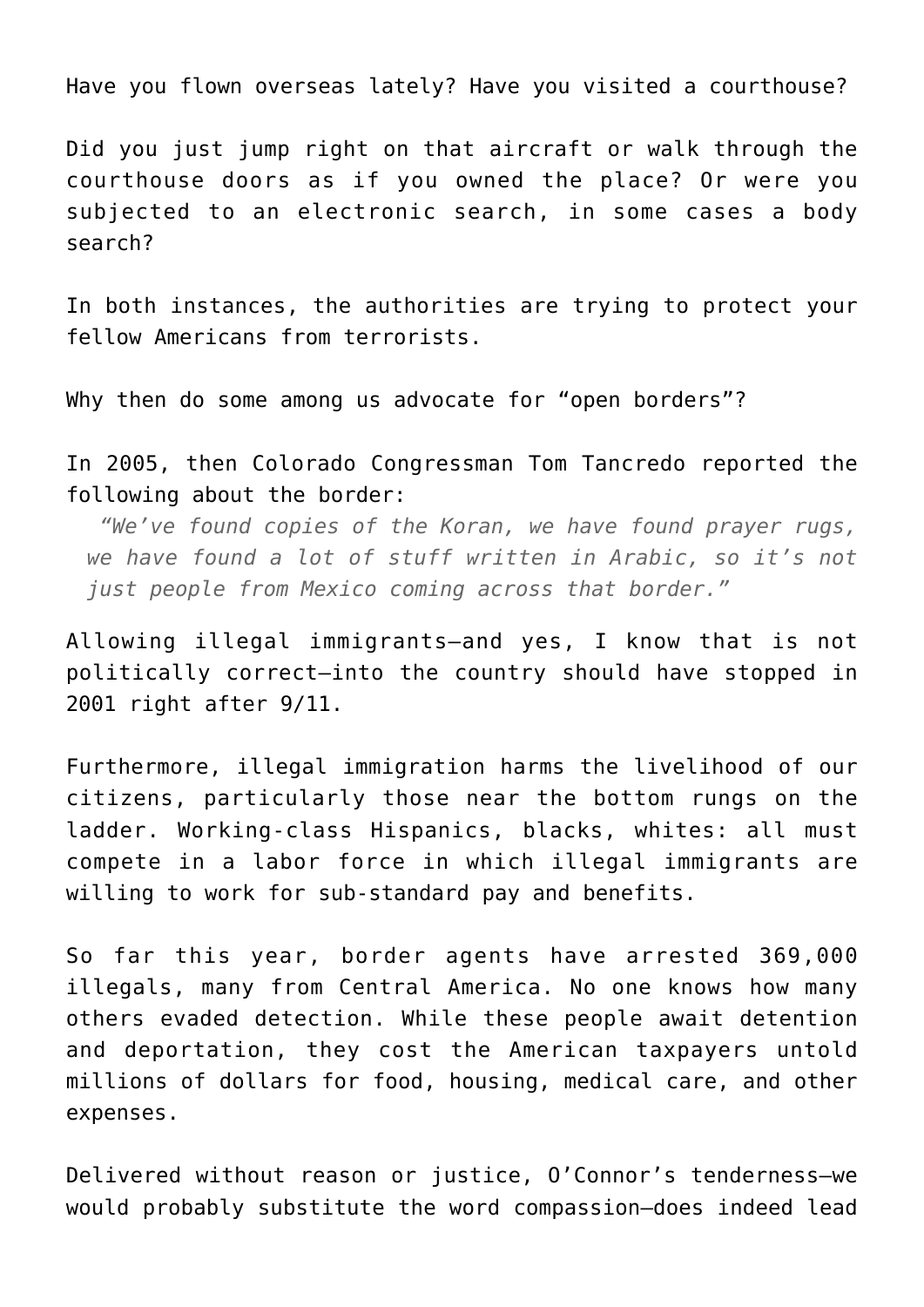Have you flown overseas lately? Have you visited a courthouse?

Did you just jump right on that aircraft or walk through the courthouse doors as if you owned the place? Or were you subjected to an electronic search, in some cases a body search?

In both instances, the authorities are trying to protect your fellow Americans from terrorists.

Why then do some among us advocate for "open borders"?

In 2005, then Colorado Congressman Tom Tancredo reported the following about the border:

> *"We've found copies of the Koran, we have found prayer rugs, we have found a lot of stuff written in Arabic, so it's not just people from Mexico coming across that border."*

Allowing illegal immigrants—and yes, I know that is not politically correct—into the country should have stopped in 2001 right after 9/11.

Furthermore, illegal immigration harms the livelihood of our citizens, particularly those near the bottom rungs on the ladder. Working-class Hispanics, blacks, whites: all must compete in a labor force in which illegal immigrants are willing to work for sub-standard pay and benefits.

So far this year, border agents have arrested 369,000 illegals, many from Central America. No one knows how many others evaded detection. While these people await detention and deportation, they cost the American taxpayers untold millions of dollars for food, housing, medical care, and other expenses.

Delivered without reason or justice, O'Connor's tenderness—we would probably substitute the word compassion—does indeed lead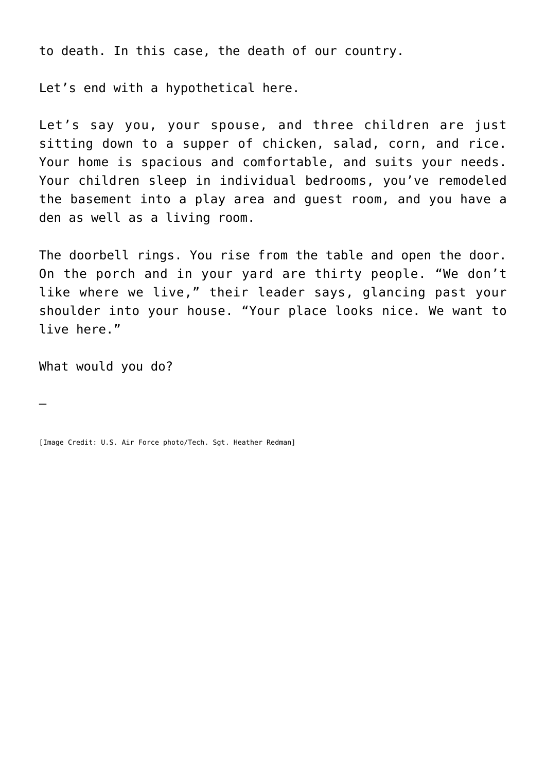to death. In this case, the death of our country.

Let's end with a hypothetical here.

Let's say you, your spouse, and three children are just sitting down to a supper of chicken, salad, corn, and rice. Your home is spacious and comfortable, and suits your needs. Your children sleep in individual bedrooms, you've remodeled the basement into a play area and guest room, and you have a den as well as a living room.

The doorbell rings. You rise from the table and open the door. On the porch and in your yard are thirty people. "We don't like where we live," their leader says, glancing past your shoulder into your house. "Your place looks nice. We want to live here."

What would you do?

—

[Image Credit: U.S. Air Force photo/Tech. Sgt. Heather Redman]